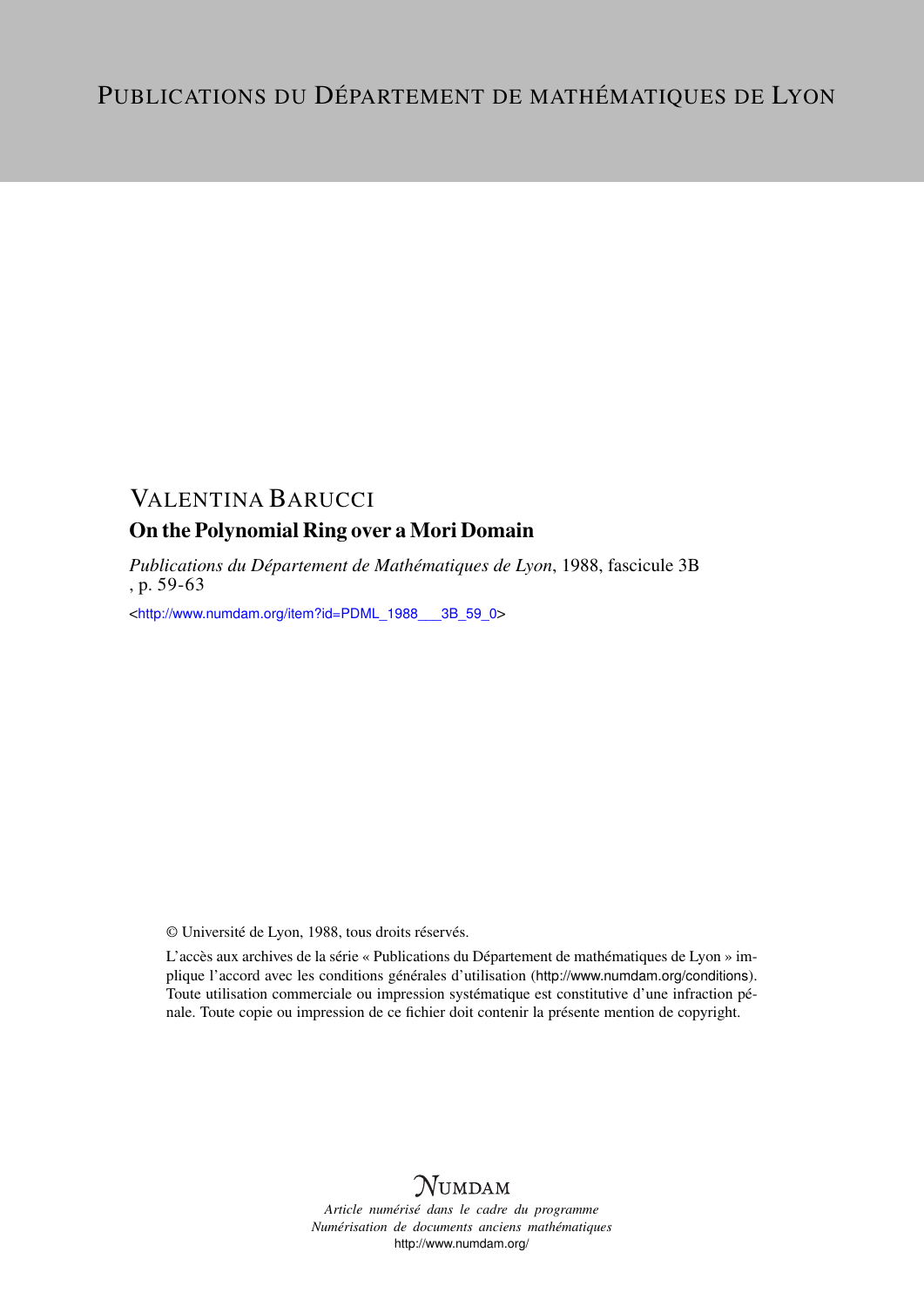# Publications du Département de mathématiques de Lyon

## Valentina Barucci

### On the Polynomial Ring over a Mori Domain

*Publications du Département de Mathématiques de Lyon*, 1988, fascicule 3B , p. 59-63

<http://www.numdam.org/item?id=PDML_1988___3B_59_0>

© Université de Lyon, 1988, tous droits réservés.

L'accès aux archives de la série « Publications du Département de mathématiques de Lyon » implique l'accord avec les conditions générales d'utilisation (http://www.numdam.org/conditions). Toute utilisation commerciale ou impression systématique est constitutive d'une infraction pénale. Toute copie ou impression de ce fichier doit contenir la présente mention de copyright.

NUMDAM

*Article numérisé dans le cadre du programme Numérisation de documents anciens mathématiques*

http://www.numdam.org/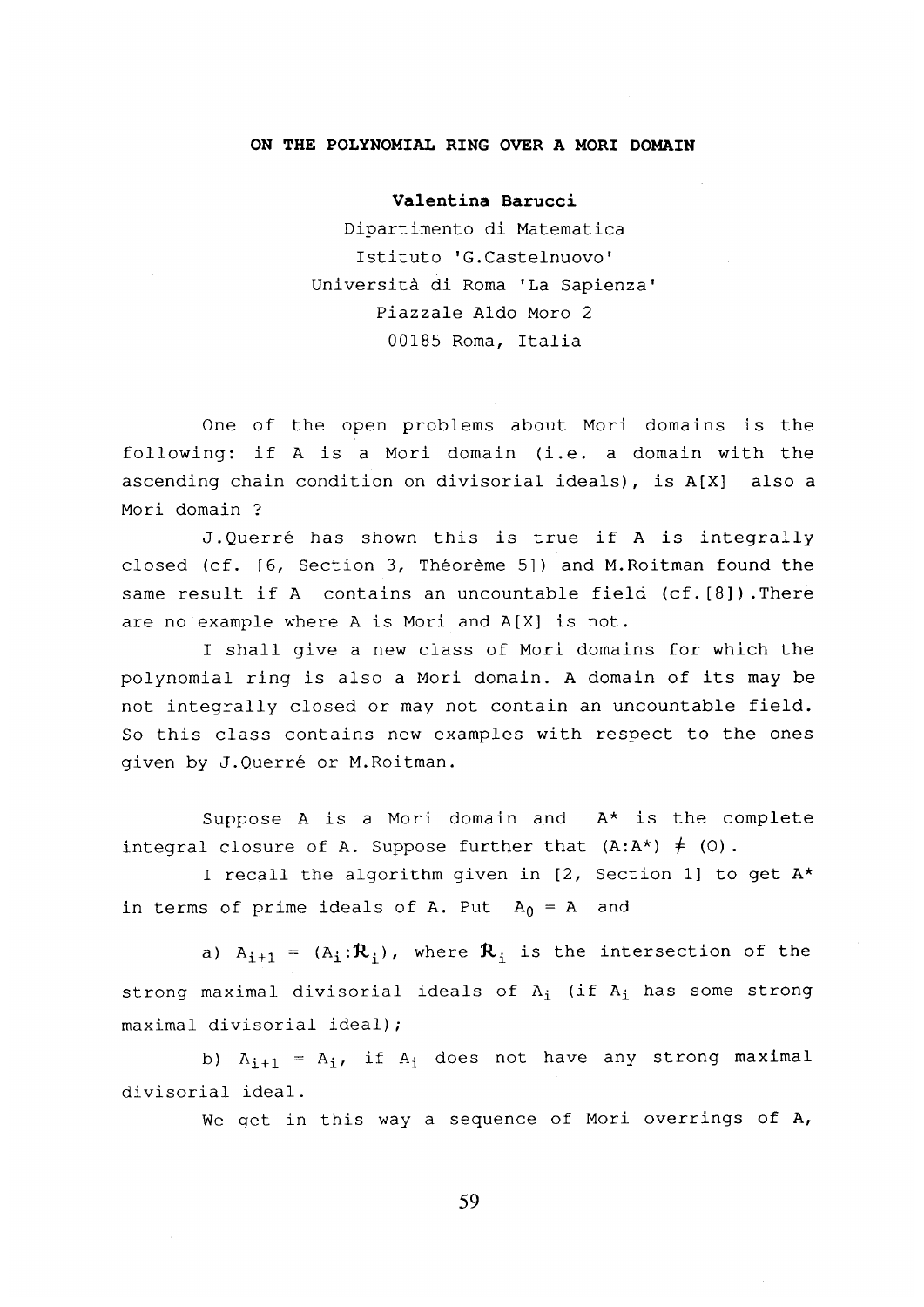**ON THE POLYNOMIAL RING OVER A MORI DOMAIN**

**Valentina Barucci**

Dipartimento di Matematica
Istituto 'G.Castelnuovo'
Università di Roma 'La Sapienza'
Piazzale Aldo Moro 2
00185 Roma, Italia

One of the open problems about Mori domains is the following: if A is a Mori domain (i.e. a domain with the ascending chain condition on divisorial ideals), is A[X] also a Mori domain ?

J.Querré has shown this is true if A is integrally closed (cf. [6, Section 3, Théorème 5]) and M.Roitman found the same result if A contains an uncountable field (cf.[8]).There are no example where A is Mori and A[X] is not.

I shall give a new class of Mori domains for which the polynomial ring is also a Mori domain. A domain of its may be not integrally closed or may not contain an uncountable field. So this class contains new examples with respect to the ones given by J.Querré or M.Roitman.

Suppose A is a Mori domain and $A^*$ is the complete integral closure of A. Suppose further that $(A:A^*) \neq (0)$.

I recall the algorithm given in [2, Section 1] to get $A^*$ in terms of prime ideals of A. Put $A_0 = A$ and

a) $A_{i+1} = (A_i:\mathfrak{R}_i)$, where $\mathfrak{R}_i$ is the intersection of the strong maximal divisorial ideals of $A_i$ (if $A_i$ has some strong maximal divisorial ideal);

b) $A_{i+1} = A_i$, if $A_i$ does not have any strong maximal divisorial ideal.

We get in this way a sequence of Mori overrings of A,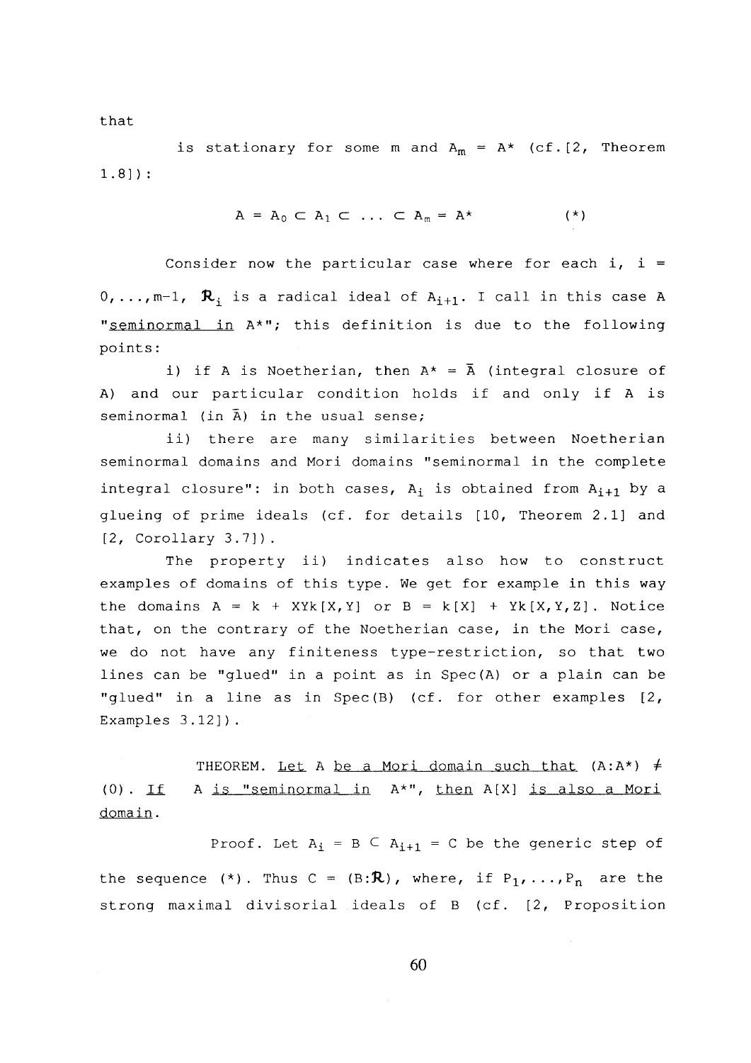that

is stationary for some m and $A_m = A^*$ (cf. [2, Theorem 1.8]):

$$A = A_0 \subset A_1 \subset \ldots \subset A_m = A^* \qquad (*)$$

Consider now the particular case where for each i, i = 0,...,m-1, $\mathfrak{R}_i$ is a radical ideal of $A_{i+1}$. I call in this case A "<u>seminormal in</u> $A^*$"; this definition is due to the following points:

i) if A is Noetherian, then $A^* = \bar{A}$ (integral closure of A) and our particular condition holds if and only if A is seminormal (in $\bar{A}$) in the usual sense;

ii) there are many similarities between Noetherian seminormal domains and Mori domains "seminormal in the complete integral closure": in both cases, $A_i$ is obtained from $A_{i+1}$ by a glueing of prime ideals (cf. for details [10, Theorem 2.1] and [2, Corollary 3.7]).

The property ii) indicates also how to construct examples of domains of this type. We get for example in this way the domains $A = k + XYk[X,Y]$ or $B = k[X] + Yk[X,Y,Z]$. Notice that, on the contrary of the Noetherian case, in the Mori case, we do not have any finiteness type-restriction, so that two lines can be "glued" in a point as in Spec(A) or a plain can be "glued" in a line as in Spec(B) (cf. for other examples [2, Examples 3.12]).

THEOREM. <u>Let</u> A <u>be a Mori domain such that</u> $(A:A^*) \neq (0)$. <u>If</u> A <u>is "seminormal in</u> $A^*$", <u>then</u> A[X] <u>is also a Mori domain</u>.

Proof. Let $A_i = B \subset A_{i+1} = C$ be the generic step of the sequence (*). Thus $C = (B:\mathfrak{R})$, where, if $P_1,\ldots,P_n$ are the strong maximal divisorial ideals of B (cf. [2, Proposition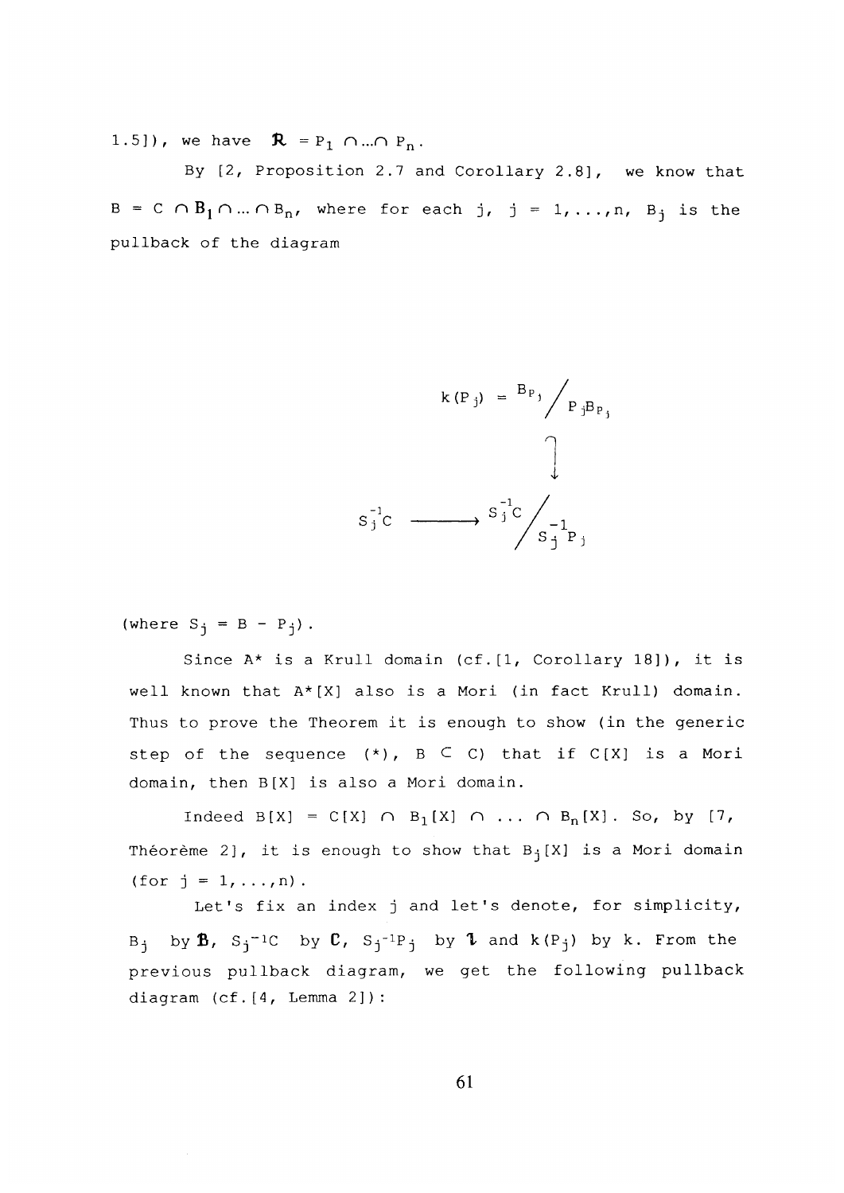1.5]), we have $\mathfrak{R} = P_1 \cap \ldots \cap P_n$.

By [2, Proposition 2.7 and Corollary 2.8], we know that $B = C \cap \mathbf{B}_1 \cap \ldots \cap B_n$, where for each j, $j = 1,\ldots,n$, $B_j$ is the pullback of the diagram

$$\begin{array}{ccc} & & k(P_j) = B_{P_j}/P_jB_{P_j} \\ & & \downarrow \\ S_j^{-1}C & \longrightarrow & S_j^{-1}C/S_j^{-1}P_j \end{array}$$

(where $S_j = B - P_j$).

Since $A^*$ is a Krull domain (cf.[1, Corollary 18]), it is well known that $A^*[X]$ also is a Mori (in fact Krull) domain. Thus to prove the Theorem it is enough to show (in the generic step of the sequence (*), $B \subset C$) that if $C[X]$ is a Mori domain, then $B[X]$ is also a Mori domain.

Indeed $B[X] = C[X] \cap B_1[X] \cap \ldots \cap B_n[X]$. So, by [7, Théorème 2], it is enough to show that $B_j[X]$ is a Mori domain (for $j = 1,\ldots,n$).

Let's fix an index j and let's denote, for simplicity, $B_j$ by $\mathbf{B}$, $S_j^{-1}C$ by $\mathbf{C}$, $S_j^{-1}P_j$ by $\mathfrak{l}$ and $k(P_j)$ by k. From the previous pullback diagram, we get the following pullback diagram (cf.[4, Lemma 2]):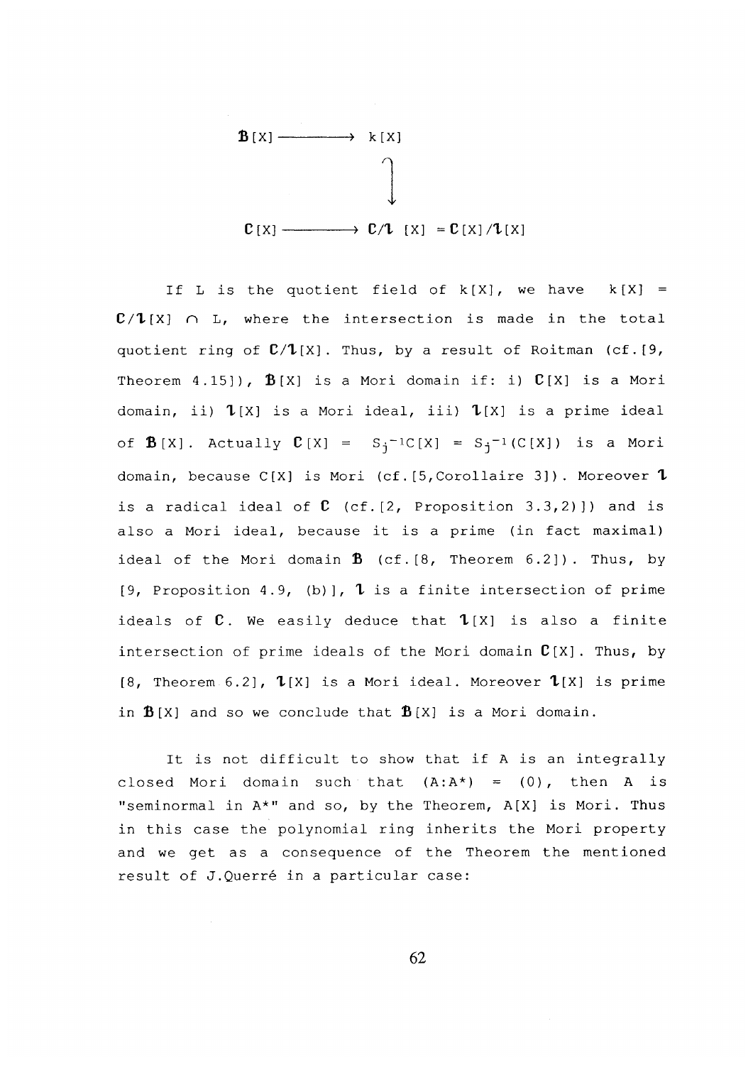$$
\begin{array}{ccc}
\mathfrak{B}[X] & \longrightarrow & k[X] \\
 & & \cap \downarrow \\
\mathfrak{C}[X] & \longrightarrow & \mathfrak{C}/\mathfrak{l}\,[X] = \mathfrak{C}[X]/\mathfrak{l}[X]
\end{array}
$$

If L is the quotient field of $k[X]$, we have $k[X] = \mathfrak{C}/\mathfrak{l}[X] \cap L$, where the intersection is made in the total quotient ring of $\mathfrak{C}/\mathfrak{l}[X]$. Thus, by a result of Roitman (cf.[9, Theorem 4.15]), $\mathfrak{B}[X]$ is a Mori domain if: i) $\mathfrak{C}[X]$ is a Mori domain, ii) $\mathfrak{l}[X]$ is a Mori ideal, iii) $\mathfrak{l}[X]$ is a prime ideal of $\mathfrak{B}[X]$. Actually $\mathfrak{C}[X] = S_j^{-1}C[X] = S_j^{-1}(C[X])$ is a Mori domain, because $C[X]$ is Mori (cf.[5,Corollaire 3]). Moreover $\mathfrak{l}$ is a radical ideal of $\mathfrak{C}$ (cf.[2, Proposition 3.3,2)]) and is also a Mori ideal, because it is a prime (in fact maximal) ideal of the Mori domain $\mathfrak{B}$ (cf.[8, Theorem 6.2]). Thus, by [9, Proposition 4.9, (b)], $\mathfrak{l}$ is a finite intersection of prime ideals of $\mathfrak{C}$. We easily deduce that $\mathfrak{l}[X]$ is also a finite intersection of prime ideals of the Mori domain $\mathfrak{C}[X]$. Thus, by [8, Theorem 6.2], $\mathfrak{l}[X]$ is a Mori ideal. Moreover $\mathfrak{l}[X]$ is prime in $\mathfrak{B}[X]$ and so we conclude that $\mathfrak{B}[X]$ is a Mori domain.

It is not difficult to show that if A is an integrally closed Mori domain such that $(A:A^*) = (0)$, then A is "seminormal in $A^*$" and so, by the Theorem, $A[X]$ is Mori. Thus in this case the polynomial ring inherits the Mori property and we get as a consequence of the Theorem the mentioned result of J.Querré in a particular case: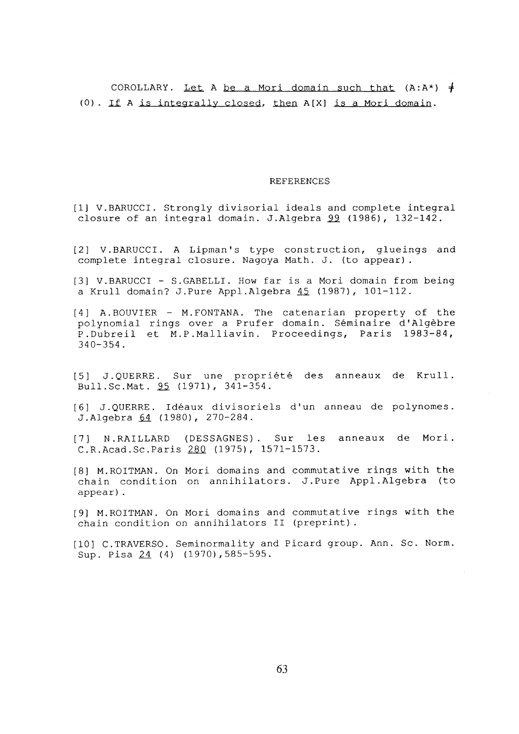COROLLARY. *Let* $A$ *be a Mori domain such that* $(A:A^*) \neq (0)$. *If* $A$ *is integrally closed, then* $A[X]$ *is a Mori domain.*

## REFERENCES

[1] V.BARUCCI. Strongly divisorial ideals and complete integral closure of an integral domain. J.Algebra 99 (1986), 132-142.

[2] V.BARUCCI. A Lipman's type construction, glueings and complete integral closure. Nagoya Math. J. (to appear).

[3] V.BARUCCI - S.GABELLI. How far is a Mori domain from being a Krull domain? J.Pure Appl.Algebra 45 (1987), 101-112.

[4] A.BOUVIER - M.FONTANA. The catenarian property of the polynomial rings over a Prufer domain. Séminaire d'Algèbre P.Dubreil et M.P.Malliavin. Proceedings, Paris 1983-84, 340-354.

[5] J.QUERRE. Sur une propriété des anneaux de Krull. Bull.Sc.Mat. 95 (1971), 341-354.

[6] J.QUERRE. Idéaux divisoriels d'un anneau de polynomes. J.Algebra 64 (1980), 270-284.

[7] N.RAILLARD (DESSAGNES). Sur les anneaux de Mori. C.R.Acad.Sc.Paris 280 (1975), 1571-1573.

[8] M.ROITMAN. On Mori domains and commutative rings with the chain condition on annihilators. J.Pure Appl.Algebra (to appear).

[9] M.ROITMAN. On Mori domains and commutative rings with the chain condition on annihilators II (preprint).

[10] C.TRAVERSO. Seminormality and Picard group. Ann. Sc. Norm. Sup. Pisa 24 (4) (1970),585-595.